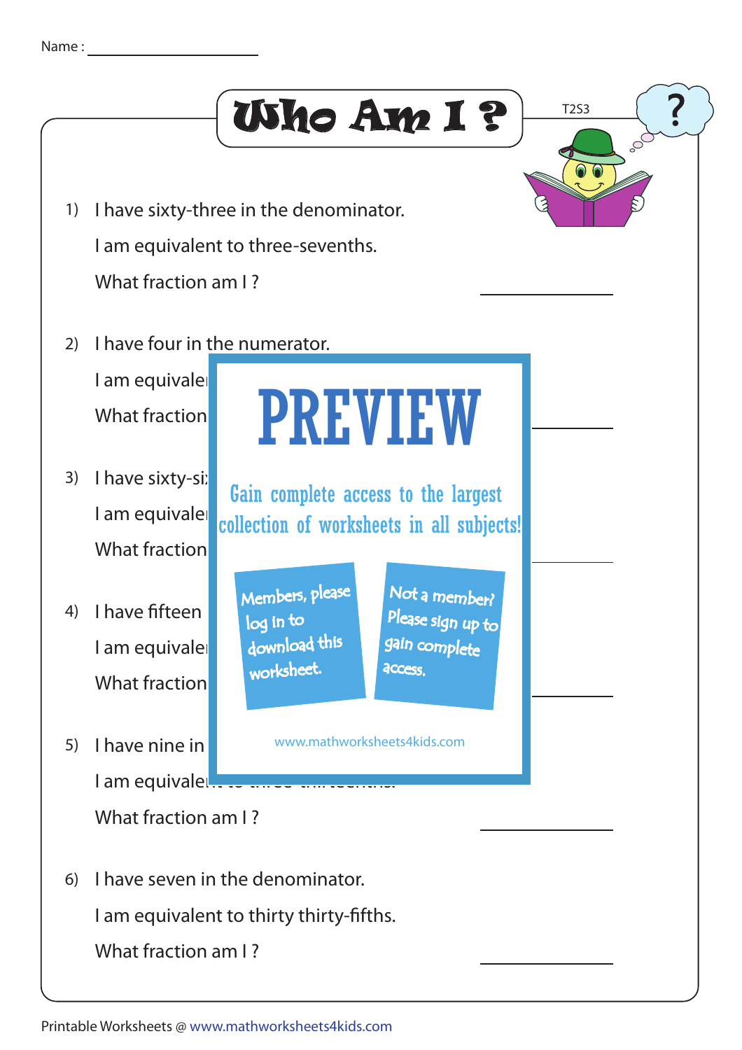Name : ____________________

# Who Am I ?

T2S3

1) I have sixty-three in the denominator.

   I am equivalent to three-sevenths.

   What fraction am I ? ____________

2) I have four in the numerator.

   I am equivale

   What fraction ____________

PREVIEW

Gain complete access to the largest collection of worksheets in all subjects!

Members, please log in to download this worksheet.

Not a member? Please sign up to gain complete access.

www.mathworksheets4kids.com

3) I have sixty-si

   I am equivale

   What fraction ____________

4) I have fifteen

   I am equivale

   What fraction ____________

5) I have nine in

   I am equivale

   What fraction am I ? ____________

6) I have seven in the denominator.

   I am equivalent to thirty thirty-fifths.

   What fraction am I ? ____________

Printable Worksheets @ www.mathworksheets4kids.com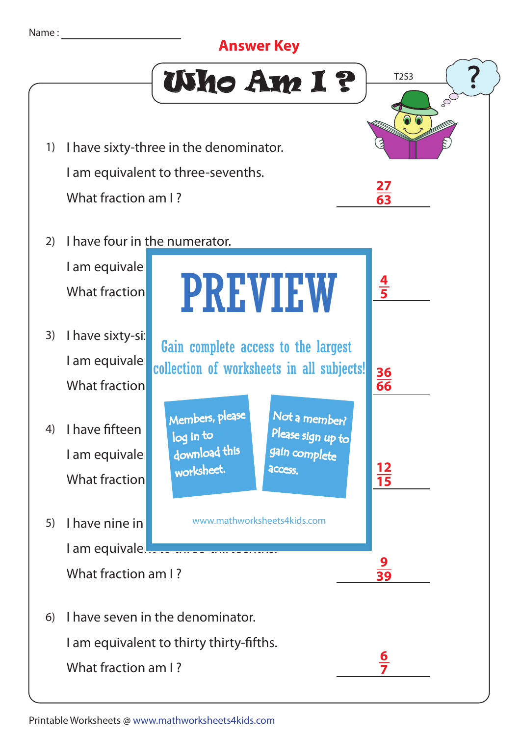Name : ____________________

**Answer Key**

# Who Am I ?

T2S3

1) I have sixty-three in the denominator.

   I am equivalent to three-sevenths.

   What fraction am I ? $\frac{27}{63}$

2) I have four in the numerator.

   I am equivale

   What fraction $\frac{4}{5}$

3) I have sixty-si

   I am equivale

   What fraction $\frac{36}{66}$

4) I have fifteen

   I am equivale

   What fraction $\frac{12}{15}$

5) I have nine in

   I am equivale

   What fraction am I ? $\frac{9}{39}$

6) I have seven in the denominator.

   I am equivalent to thirty thirty-fifths.

   What fraction am I ? $\frac{6}{7}$

PREVIEW

Gain complete access to the largest collection of worksheets in all subjects!

Members, please log in to download this worksheet.

Not a member? Please sign up to gain complete access.

www.mathworksheets4kids.com

Printable Worksheets @ www.mathworksheets4kids.com